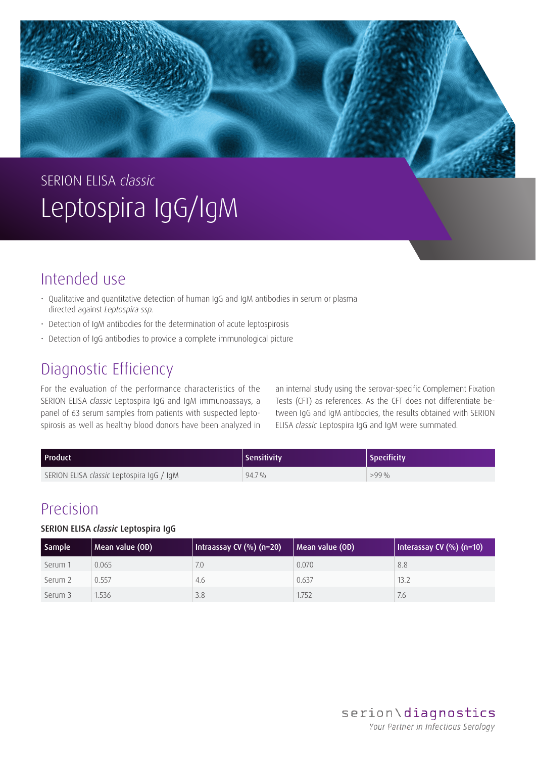SERION ELISA *classic*

# Leptospira IgG/IgM

## Intended use

- Qualitative and quantitative detection of human IgG and IgM antibodies in serum or plasma directed against *Leptospira ssp.*
- Detection of IgM antibodies for the determination of acute leptospirosis
- Detection of IgG antibodies to provide a complete immunological picture

## Diagnostic Efficiency

For the evaluation of the performance characteristics of the SERION ELISA *classic* Leptospira IgG and IgM immunoassays, a panel of 63 serum samples from patients with suspected leptospirosis as well as healthy blood donors have been analyzed in an internal study using the serovar-specific Complement Fixation Tests (CFT) as references. As the CFT does not differentiate between IgG and IgM antibodies, the results obtained with SERION ELISA *classic* Leptospira IgG and IgM were summated.

| Product | Sensitivity | Specificity |
|---|---|---|
| SERION ELISA *classic* Leptospira IgG / IgM | 94.7 % | >99 % |

## Precision

**SERION ELISA *classic* Leptospira IgG**

| Sample | Mean value (OD) | Intraassay CV (%) (n=20) | Mean value (OD) | Interassay CV (%) (n=10) |
|---|---|---|---|---|
| Serum 1 | 0.065 | 7.0 | 0.070 | 8.8 |
| Serum 2 | 0.557 | 4.6 | 0.637 | 13.2 |
| Serum 3 | 1.536 | 3.8 | 1.752 | 7.6 |

serion\diagnostics

*Your Partner in Infectious Serology*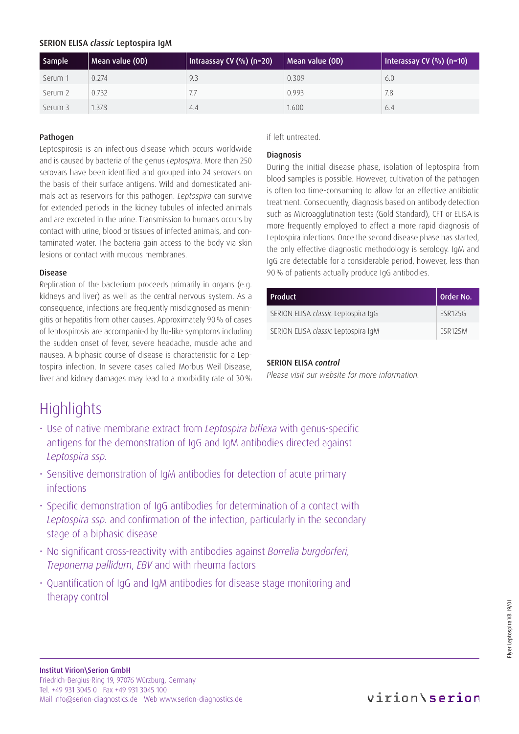SERION ELISA *classic* Leptospira IgM

| Sample | Mean value (OD) | Intraassay CV (%) (n=20) | Mean value (OD) | Interassay CV (%) (n=10) |
|---|---|---|---|---|
| Serum 1 | 0.274 | 9.3 | 0.309 | 6.0 |
| Serum 2 | 0.732 | 7.7 | 0.993 | 7.8 |
| Serum 3 | 1.378 | 4.4 | 1.600 | 6.4 |

### Pathogen

Leptospirosis is an infectious disease which occurs worldwide and is caused by bacteria of the genus *Leptospira*. More than 250 serovars have been identified and grouped into 24 serovars on the basis of their surface antigens. Wild and domesticated animals act as reservoirs for this pathogen. *Leptospira* can survive for extended periods in the kidney tubules of infected animals and are excreted in the urine. Transmission to humans occurs by contact with urine, blood or tissues of infected animals, and contaminated water. The bacteria gain access to the body via skin lesions or contact with mucous membranes.

### Disease

Replication of the bacterium proceeds primarily in organs (e.g. kidneys and liver) as well as the central nervous system. As a consequence, infections are frequently misdiagnosed as meningitis or hepatitis from other causes. Approximately 90 % of cases of leptospirosis are accompanied by flu-like symptoms including the sudden onset of fever, severe headache, muscle ache and nausea. A biphasic course of disease is characteristic for a Leptospira infection. In severe cases called Morbus Weil Disease, liver and kidney damages may lead to a morbidity rate of 30 % if left untreated.

### Diagnosis

During the initial disease phase, isolation of leptospira from blood samples is possible. However, cultivation of the pathogen is often too time-consuming to allow for an effective antibiotic treatment. Consequently, diagnosis based on antibody detection such as Microagglutination tests (Gold Standard), CFT or ELISA is more frequently employed to affect a more rapid diagnosis of Leptospira infections. Once the second disease phase has started, the only effective diagnostic methodology is serology. IgM and IgG are detectable for a considerable period, however, less than 90 % of patients actually produce IgG antibodies.

| Product | Order No. |
|---|---|
| SERION ELISA *classic* Leptospira IgG | ESR125G |
| SERION ELISA *classic* Leptospira IgM | ESR125M |

**SERION ELISA *control***

*Please visit our website for more information.*

## Highlights

- Use of native membrane extract from *Leptospira biflexa* with genus-specific antigens for the demonstration of IgG and IgM antibodies directed against *Leptospira ssp.*
- Sensitive demonstration of IgM antibodies for detection of acute primary infections
- Specific demonstration of IgG antibodies for determination of a contact with *Leptospira ssp.* and confirmation of the infection, particularly in the secondary stage of a biphasic disease
- No significant cross-reactivity with antibodies against *Borrelia burgdorferi, Treponema pallidum, EBV* and with rheuma factors
- Quantification of IgG and IgM antibodies for disease stage monitoring and therapy control

**Institut Virion\Serion GmbH**
Friedrich-Bergius-Ring 19, 97076 Würzburg, Germany
Tel. +49 931 3045 0 Fax +49 931 3045 100
Mail info@serion-diagnostics.de Web www.serion-diagnostics.de

virion\serion

Flyer Leptospira V8.19/01